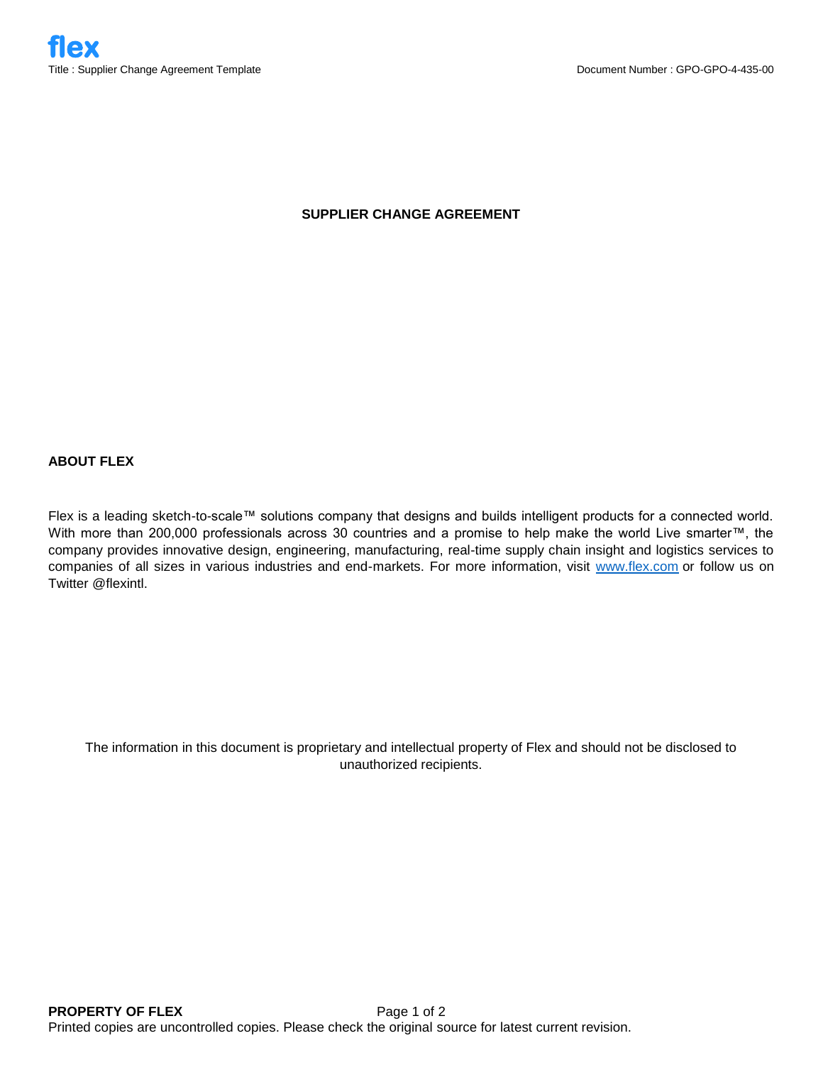# SUPPLIER CHANGE AGREEMENT

## ABOUT FLEX

Flex is a leading sketch-to-scale™ solutions company that designs and builds intelligent products for a connected world. With more than 200,000 professionals across 30 countries and a promise to help make the world Live smarter™, the company provides innovative design, engineering, manufacturing, real-time supply chain insight and logistics services to companies of all sizes in various industries and end-markets. For more information, visit www.flex.com or follow us on Twitter @flexintl.

The information in this document is proprietary and intellectual property of Flex and should not be disclosed to unauthorized recipients.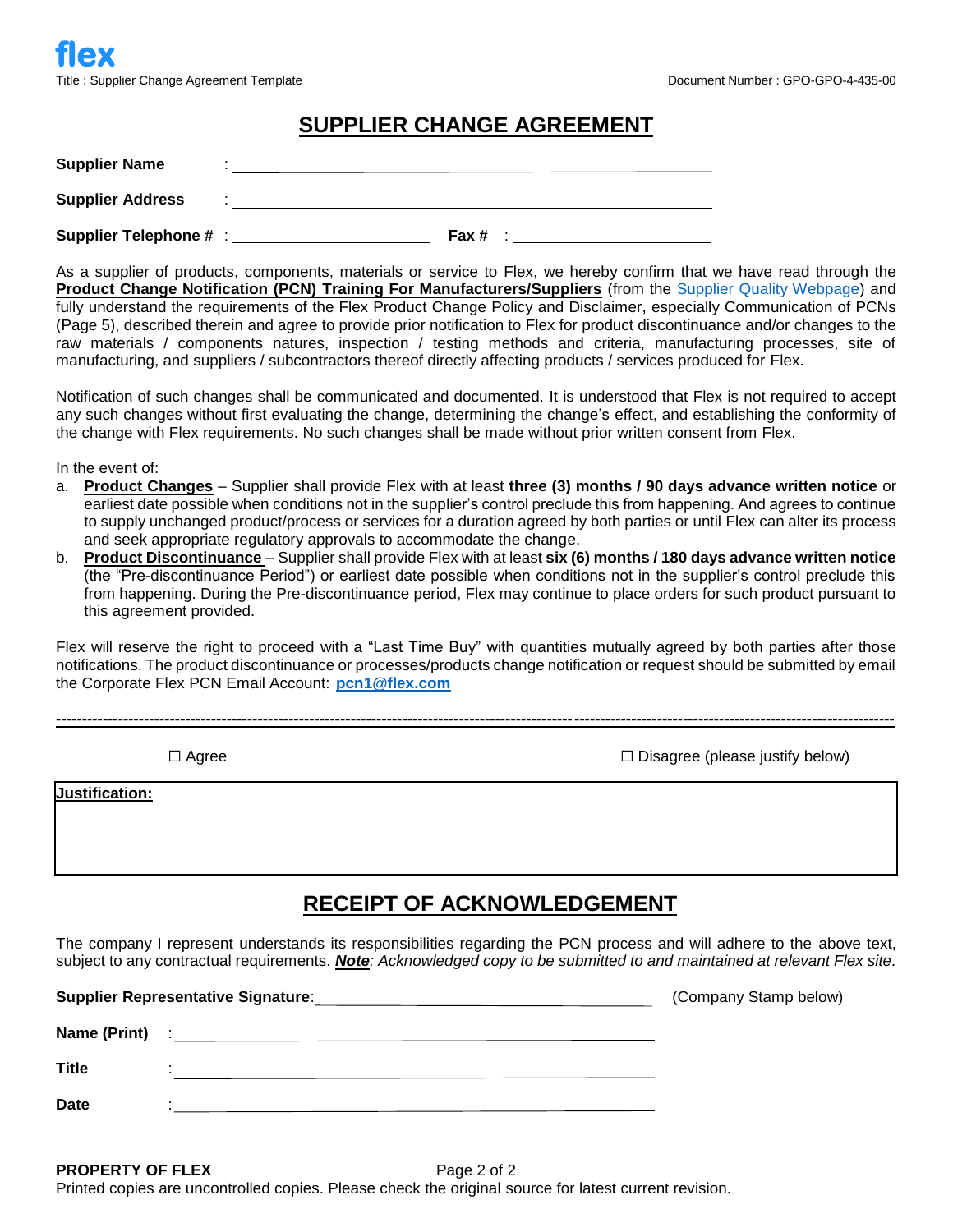# SUPPLIER CHANGE AGREEMENT

**Supplier Name** : \_\_\_\_\_\_\_\_\_\_\_\_\_\_\_\_\_\_\_\_\_\_\_\_\_\_\_\_\_\_\_\_\_\_\_\_\_\_\_\_

**Supplier Address** : \_\_\_\_\_\_\_\_\_\_\_\_\_\_\_\_\_\_\_\_\_\_\_\_\_\_\_\_\_\_\_\_\_\_\_\_\_\_\_\_

**Supplier Telephone #** : \_\_\_\_\_\_\_\_\_\_\_\_\_\_\_\_\_\_\_\_ **Fax #** : \_\_\_\_\_\_\_\_\_\_\_\_\_\_\_\_\_\_\_\_

As a supplier of products, components, materials or service to Flex, we hereby confirm that we have read through the **Product Change Notification (PCN) Training For Manufacturers/Suppliers** (from the Supplier Quality Webpage) and fully understand the requirements of the Flex Product Change Policy and Disclaimer, especially Communication of PCNs (Page 5), described therein and agree to provide prior notification to Flex for product discontinuance and/or changes to the raw materials / components natures, inspection / testing methods and criteria, manufacturing processes, site of manufacturing, and suppliers / subcontractors thereof directly affecting products / services produced for Flex.

Notification of such changes shall be communicated and documented. It is understood that Flex is not required to accept any such changes without first evaluating the change, determining the change's effect, and establishing the conformity of the change with Flex requirements. No such changes shall be made without prior written consent from Flex.

In the event of:

a. **Product Changes** – Supplier shall provide Flex with at least **three (3) months / 90 days advance written notice** or earliest date possible when conditions not in the supplier's control preclude this from happening. And agrees to continue to supply unchanged product/process or services for a duration agreed by both parties or until Flex can alter its process and seek appropriate regulatory approvals to accommodate the change.
b. **Product Discontinuance** – Supplier shall provide Flex with at least **six (6) months / 180 days advance written notice** (the "Pre-discontinuance Period") or earliest date possible when conditions not in the supplier's control preclude this from happening. During the Pre-discontinuance period, Flex may continue to place orders for such product pursuant to this agreement provided.

Flex will reserve the right to proceed with a "Last Time Buy" with quantities mutually agreed by both parties after those notifications. The product discontinuance or processes/products change notification or request should be submitted by email the Corporate Flex PCN Email Account: **pcn1@flex.com**

---

☐ Agree ☐ Disagree (please justify below)

**Justification:**

# RECEIPT OF ACKNOWLEDGEMENT

The company I represent understands its responsibilities regarding the PCN process and will adhere to the above text, subject to any contractual requirements. ***Note**: Acknowledged copy to be submitted to and maintained at relevant Flex site.*

**Supplier Representative Signature**: \_\_\_\_\_\_\_\_\_\_\_\_\_\_\_\_\_\_\_\_\_\_\_\_\_\_\_\_ (Company Stamp below)

**Name (Print)** : \_\_\_\_\_\_\_\_\_\_\_\_\_\_\_\_\_\_\_\_\_\_\_\_\_\_\_\_

**Title** : \_\_\_\_\_\_\_\_\_\_\_\_\_\_\_\_\_\_\_\_\_\_\_\_\_\_\_\_

**Date** : \_\_\_\_\_\_\_\_\_\_\_\_\_\_\_\_\_\_\_\_\_\_\_\_\_\_\_\_